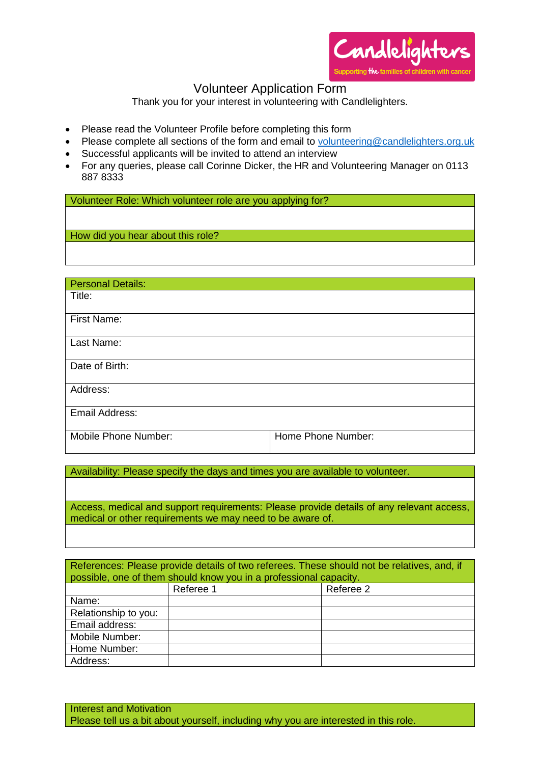Candlelighters
Supporting the families of children with cancer

# Volunteer Application Form

Thank you for your interest in volunteering with Candlelighters.

- Please read the Volunteer Profile before completing this form
- Please complete all sections of the form and email to volunteering@candlelighters.org.uk
- Successful applicants will be invited to attend an interview
- For any queries, please call Corinne Dicker, the HR and Volunteering Manager on 0113 887 8333

| Volunteer Role: Which volunteer role are you applying for? |
|---|
| |
| How did you hear about this role? |
| |

| Personal Details: | |
|---|---|
| Title: | |
| First Name: | |
| Last Name: | |
| Date of Birth: | |
| Address: | |
| Email Address: | |
| Mobile Phone Number: | Home Phone Number: |

| Availability: Please specify the days and times you are available to volunteer. |
|---|
| |
| Access, medical and support requirements: Please provide details of any relevant access, medical or other requirements we may need to be aware of. |
| |

References: Please provide details of two referees. These should not be relatives, and, if possible, one of them should know you in a professional capacity.

| | Referee 1 | Referee 2 |
|---|---|---|
| Name: | | |
| Relationship to you: | | |
| Email address: | | |
| Mobile Number: | | |
| Home Number: | | |
| Address: | | |

| Interest and Motivation<br>Please tell us a bit about yourself, including why you are interested in this role. |
|---|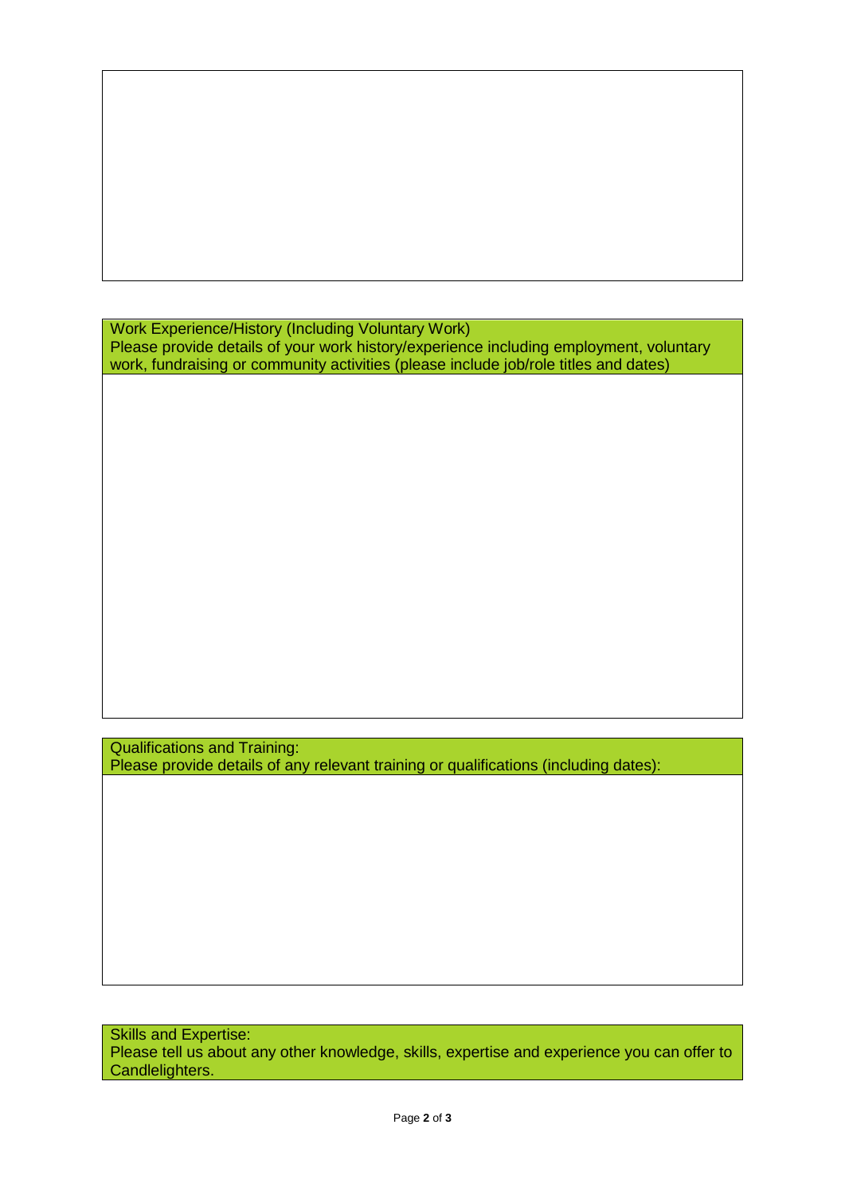Work Experience/History (Including Voluntary Work)
Please provide details of your work history/experience including employment, voluntary work, fundraising or community activities (please include job/role titles and dates)

Qualifications and Training:
Please provide details of any relevant training or qualifications (including dates):

Skills and Expertise:
Please tell us about any other knowledge, skills, expertise and experience you can offer to Candlelighters.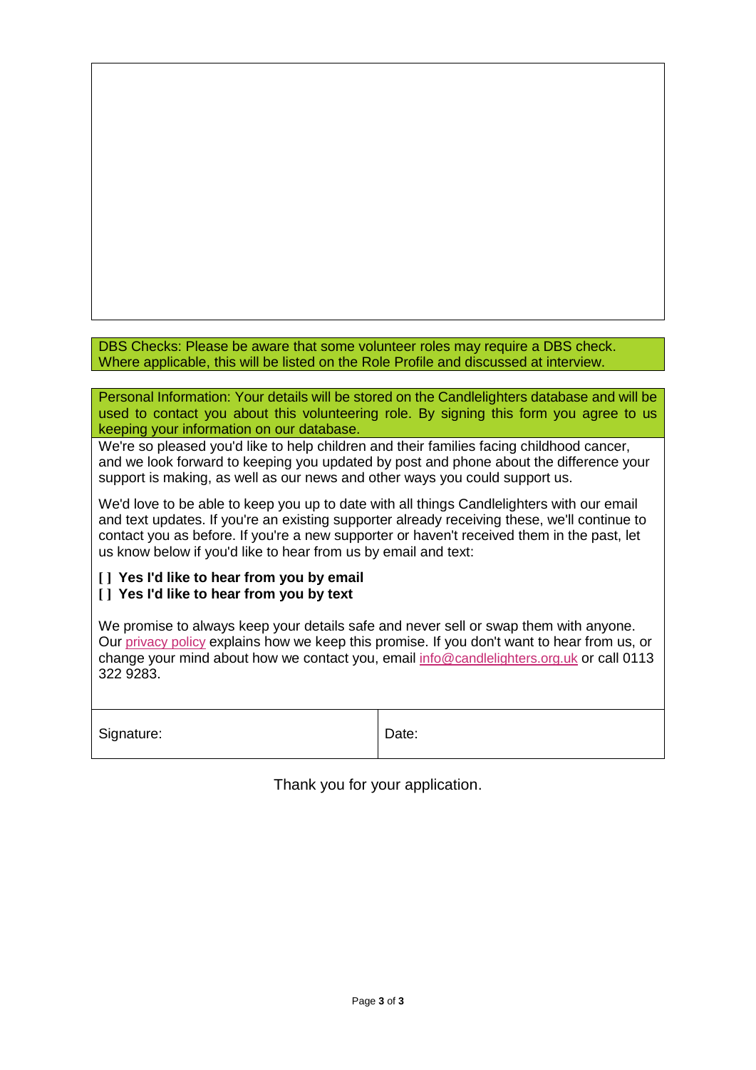DBS Checks: Please be aware that some volunteer roles may require a DBS check. Where applicable, this will be listed on the Role Profile and discussed at interview.

Personal Information: Your details will be stored on the Candlelighters database and will be used to contact you about this volunteering role. By signing this form you agree to us keeping your information on our database.

We're so pleased you'd like to help children and their families facing childhood cancer, and we look forward to keeping you updated by post and phone about the difference your support is making, as well as our news and other ways you could support us.

We'd love to be able to keep you up to date with all things Candlelighters with our email and text updates. If you're an existing supporter already receiving these, we'll continue to contact you as before. If you're a new supporter or haven't received them in the past, let us know below if you'd like to hear from us by email and text:

**[ ] Yes I'd like to hear from you by email**
**[ ] Yes I'd like to hear from you by text**

We promise to always keep your details safe and never sell or swap them with anyone. Our privacy policy explains how we keep this promise. If you don't want to hear from us, or change your mind about how we contact you, email info@candlelighters.org.uk or call 0113 322 9283.

| | |
|---|---|
| Signature: | Date: |

Thank you for your application.